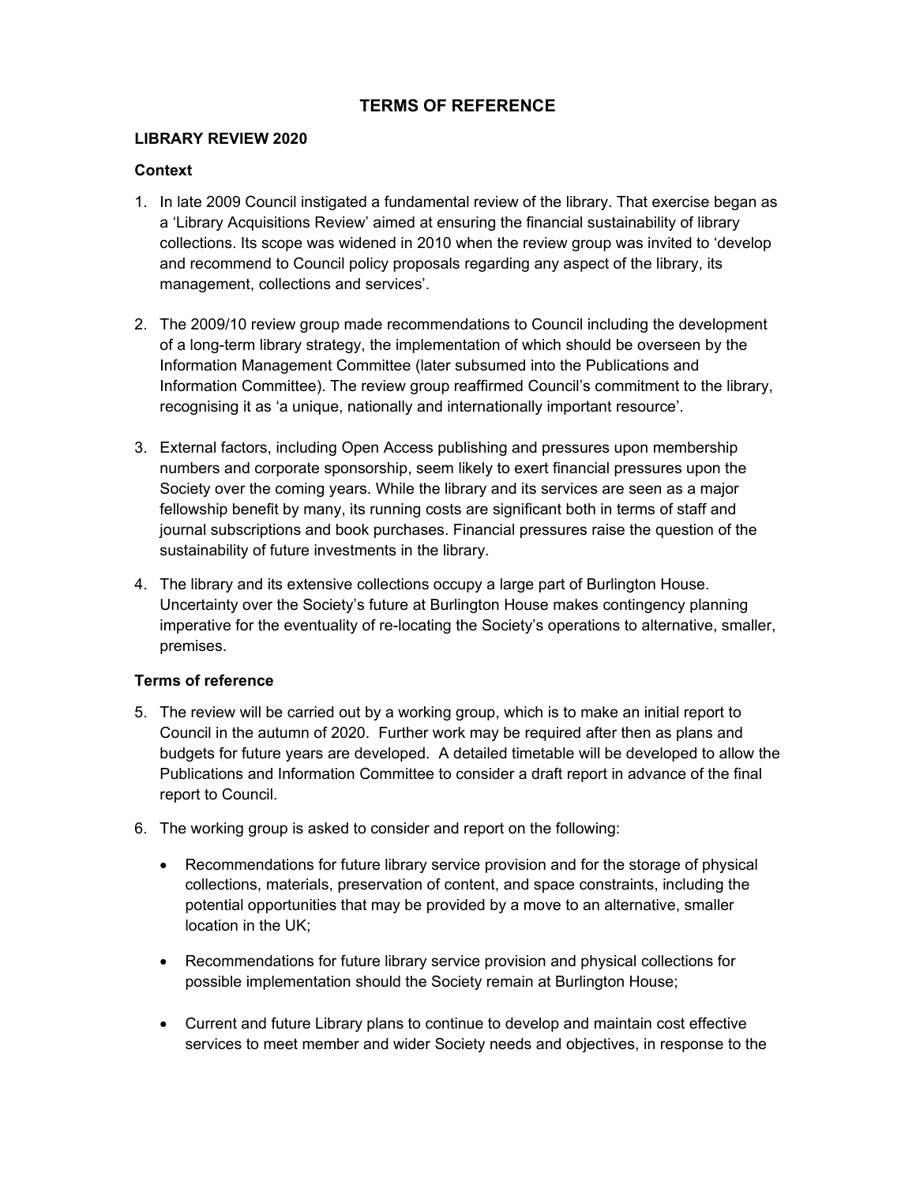# TERMS OF REFERENCE

## LIBRARY REVIEW 2020

### Context

1. In late 2009 Council instigated a fundamental review of the library. That exercise began as a 'Library Acquisitions Review' aimed at ensuring the financial sustainability of library collections. Its scope was widened in 2010 when the review group was invited to 'develop and recommend to Council policy proposals regarding any aspect of the library, its management, collections and services'.

2. The 2009/10 review group made recommendations to Council including the development of a long-term library strategy, the implementation of which should be overseen by the Information Management Committee (later subsumed into the Publications and Information Committee). The review group reaffirmed Council's commitment to the library, recognising it as 'a unique, nationally and internationally important resource'.

3. External factors, including Open Access publishing and pressures upon membership numbers and corporate sponsorship, seem likely to exert financial pressures upon the Society over the coming years. While the library and its services are seen as a major fellowship benefit by many, its running costs are significant both in terms of staff and journal subscriptions and book purchases. Financial pressures raise the question of the sustainability of future investments in the library.

4. The library and its extensive collections occupy a large part of Burlington House. Uncertainty over the Society's future at Burlington House makes contingency planning imperative for the eventuality of re-locating the Society's operations to alternative, smaller, premises.

### Terms of reference

5. The review will be carried out by a working group, which is to make an initial report to Council in the autumn of 2020. Further work may be required after then as plans and budgets for future years are developed. A detailed timetable will be developed to allow the Publications and Information Committee to consider a draft report in advance of the final report to Council.

6. The working group is asked to consider and report on the following:

   - Recommendations for future library service provision and for the storage of physical collections, materials, preservation of content, and space constraints, including the potential opportunities that may be provided by a move to an alternative, smaller location in the UK;

   - Recommendations for future library service provision and physical collections for possible implementation should the Society remain at Burlington House;

   - Current and future Library plans to continue to develop and maintain cost effective services to meet member and wider Society needs and objectives, in response to the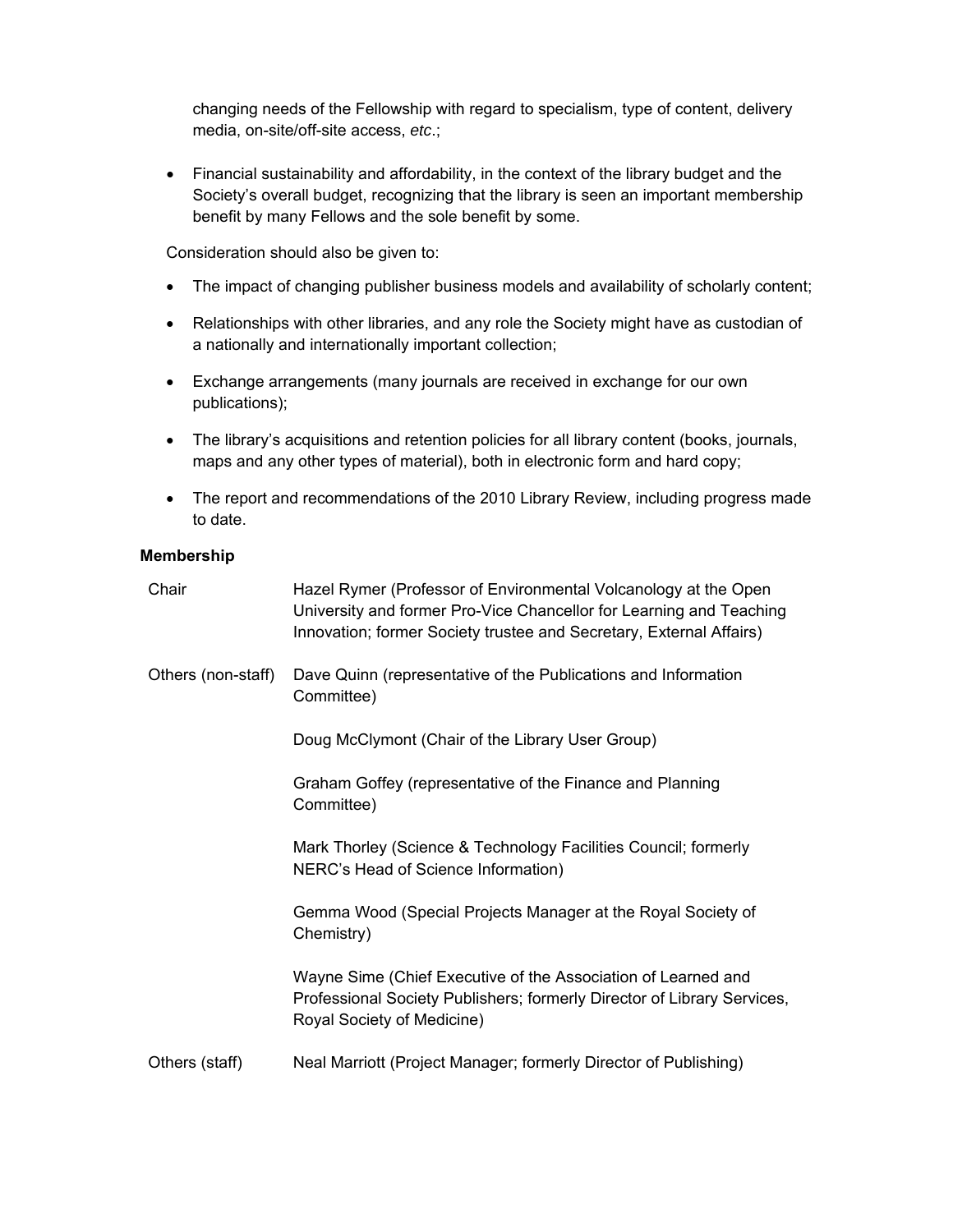changing needs of the Fellowship with regard to specialism, type of content, delivery media, on-site/off-site access, *etc*.;

- Financial sustainability and affordability, in the context of the library budget and the Society's overall budget, recognizing that the library is seen an important membership benefit by many Fellows and the sole benefit by some.

Consideration should also be given to:

- The impact of changing publisher business models and availability of scholarly content;
- Relationships with other libraries, and any role the Society might have as custodian of a nationally and internationally important collection;
- Exchange arrangements (many journals are received in exchange for our own publications);
- The library's acquisitions and retention policies for all library content (books, journals, maps and any other types of material), both in electronic form and hard copy;
- The report and recommendations of the 2010 Library Review, including progress made to date.

**Membership**

| | |
|---|---|
| Chair | Hazel Rymer (Professor of Environmental Volcanology at the Open University and former Pro-Vice Chancellor for Learning and Teaching Innovation; former Society trustee and Secretary, External Affairs) |
| Others (non-staff) | Dave Quinn (representative of the Publications and Information Committee) |
| | Doug McClymont (Chair of the Library User Group) |
| | Graham Goffey (representative of the Finance and Planning Committee) |
| | Mark Thorley (Science & Technology Facilities Council; formerly NERC's Head of Science Information) |
| | Gemma Wood (Special Projects Manager at the Royal Society of Chemistry) |
| | Wayne Sime (Chief Executive of the Association of Learned and Professional Society Publishers; formerly Director of Library Services, Royal Society of Medicine) |
| Others (staff) | Neal Marriott (Project Manager; formerly Director of Publishing) |